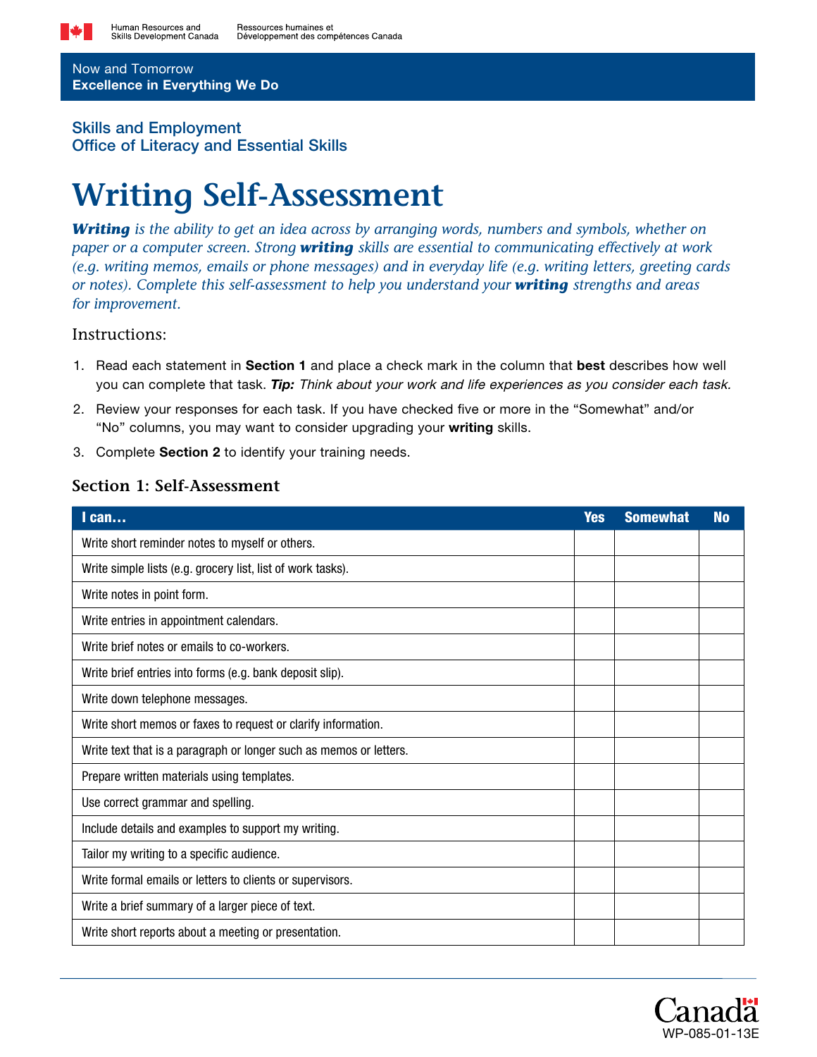Human Resources and Skills Development Canada / Ressources humaines et Développement des compétences Canada

Now and Tomorrow
**Excellence in Everything We Do**

Skills and Employment
Office of Literacy and Essential Skills

# Writing Self-Assessment

***Writing*** *is the ability to get an idea across by arranging words, numbers and symbols, whether on paper or a computer screen. Strong* ***writing*** *skills are essential to communicating effectively at work (e.g. writing memos, emails or phone messages) and in everyday life (e.g. writing letters, greeting cards or notes). Complete this self-assessment to help you understand your* ***writing*** *strengths and areas for improvement.*

## Instructions:

1. Read each statement in **Section 1** and place a check mark in the column that **best** describes how well you can complete that task. ***Tip:*** *Think about your work and life experiences as you consider each task.*
2. Review your responses for each task. If you have checked five or more in the "Somewhat" and/or "No" columns, you may want to consider upgrading your **writing** skills.
3. Complete **Section 2** to identify your training needs.

### Section 1: Self-Assessment

| I can… | Yes | Somewhat | No |
|---|---|---|---|
| Write short reminder notes to myself or others. | | | |
| Write simple lists (e.g. grocery list, list of work tasks). | | | |
| Write notes in point form. | | | |
| Write entries in appointment calendars. | | | |
| Write brief notes or emails to co-workers. | | | |
| Write brief entries into forms (e.g. bank deposit slip). | | | |
| Write down telephone messages. | | | |
| Write short memos or faxes to request or clarify information. | | | |
| Write text that is a paragraph or longer such as memos or letters. | | | |
| Prepare written materials using templates. | | | |
| Use correct grammar and spelling. | | | |
| Include details and examples to support my writing. | | | |
| Tailor my writing to a specific audience. | | | |
| Write formal emails or letters to clients or supervisors. | | | |
| Write a brief summary of a larger piece of text. | | | |
| Write short reports about a meeting or presentation. | | | |

WP-085-01-13E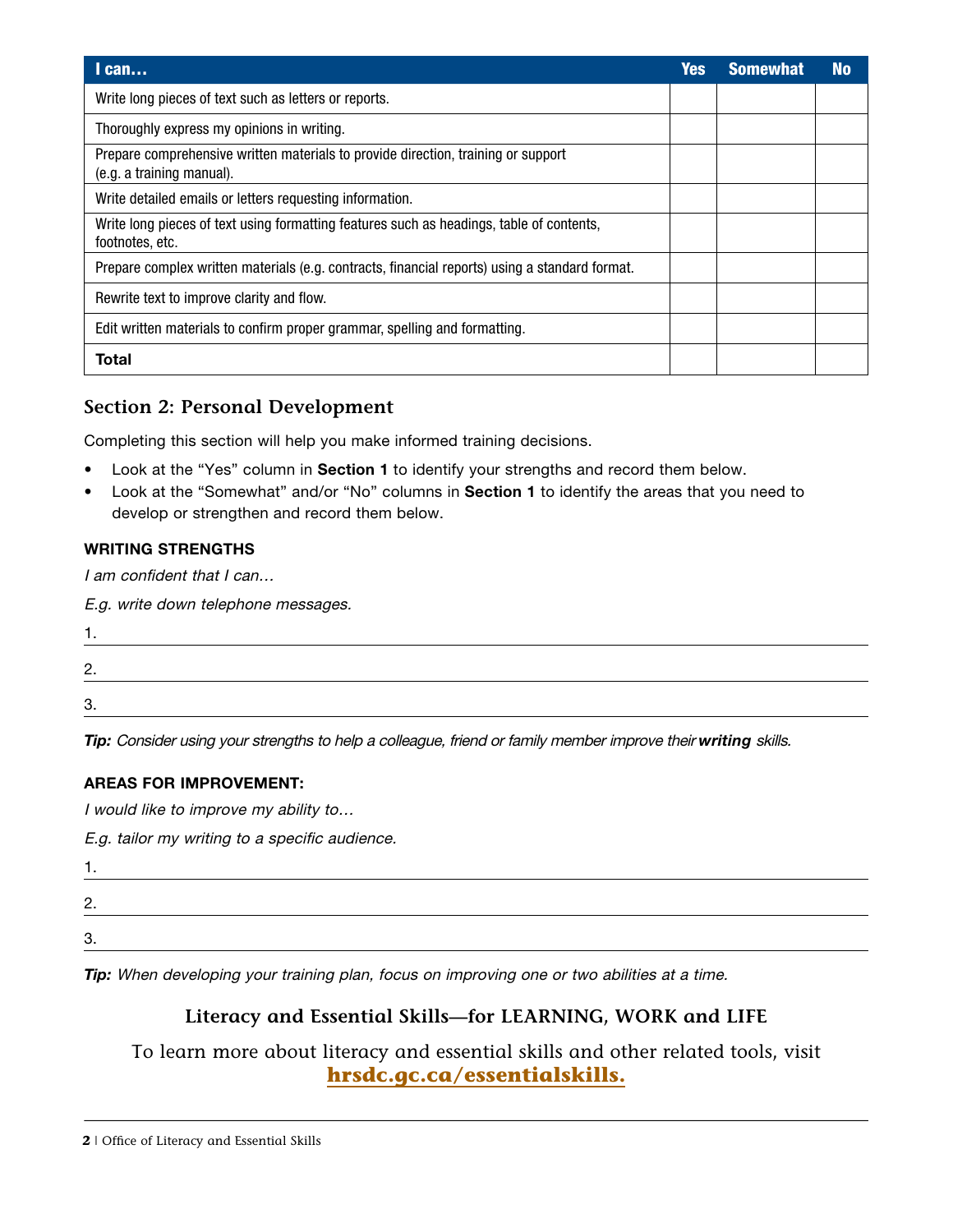| I can… | Yes | Somewhat | No |
|---|---|---|---|
| Write long pieces of text such as letters or reports. | | | |
| Thoroughly express my opinions in writing. | | | |
| Prepare comprehensive written materials to provide direction, training or support (e.g. a training manual). | | | |
| Write detailed emails or letters requesting information. | | | |
| Write long pieces of text using formatting features such as headings, table of contents, footnotes, etc. | | | |
| Prepare complex written materials (e.g. contracts, financial reports) using a standard format. | | | |
| Rewrite text to improve clarity and flow. | | | |
| Edit written materials to confirm proper grammar, spelling and formatting. | | | |
| **Total** | | | |

## Section 2: Personal Development

Completing this section will help you make informed training decisions.

- Look at the "Yes" column in **Section 1** to identify your strengths and record them below.
- Look at the "Somewhat" and/or "No" columns in **Section 1** to identify the areas that you need to develop or strengthen and record them below.

### WRITING STRENGTHS

*I am confident that I can…*

*E.g. write down telephone messages.*

1. \_\_\_\_\_\_\_\_\_\_\_\_\_\_\_\_\_\_\_\_\_\_\_\_\_\_\_\_\_\_
2. \_\_\_\_\_\_\_\_\_\_\_\_\_\_\_\_\_\_\_\_\_\_\_\_\_\_\_\_\_\_
3. \_\_\_\_\_\_\_\_\_\_\_\_\_\_\_\_\_\_\_\_\_\_\_\_\_\_\_\_\_\_

***Tip:*** *Consider using your strengths to help a colleague, friend or family member improve their* ***writing*** *skills.*

### AREAS FOR IMPROVEMENT:

*I would like to improve my ability to…*

*E.g. tailor my writing to a specific audience.*

1. \_\_\_\_\_\_\_\_\_\_\_\_\_\_\_\_\_\_\_\_\_\_\_\_\_\_\_\_\_\_
2. \_\_\_\_\_\_\_\_\_\_\_\_\_\_\_\_\_\_\_\_\_\_\_\_\_\_\_\_\_\_
3. \_\_\_\_\_\_\_\_\_\_\_\_\_\_\_\_\_\_\_\_\_\_\_\_\_\_\_\_\_\_

***Tip:*** *When developing your training plan, focus on improving one or two abilities at a time.*

**Literacy and Essential Skills—for LEARNING, WORK and LIFE**

To learn more about literacy and essential skills and other related tools, visit **hrsdc.gc.ca/essentialskills.**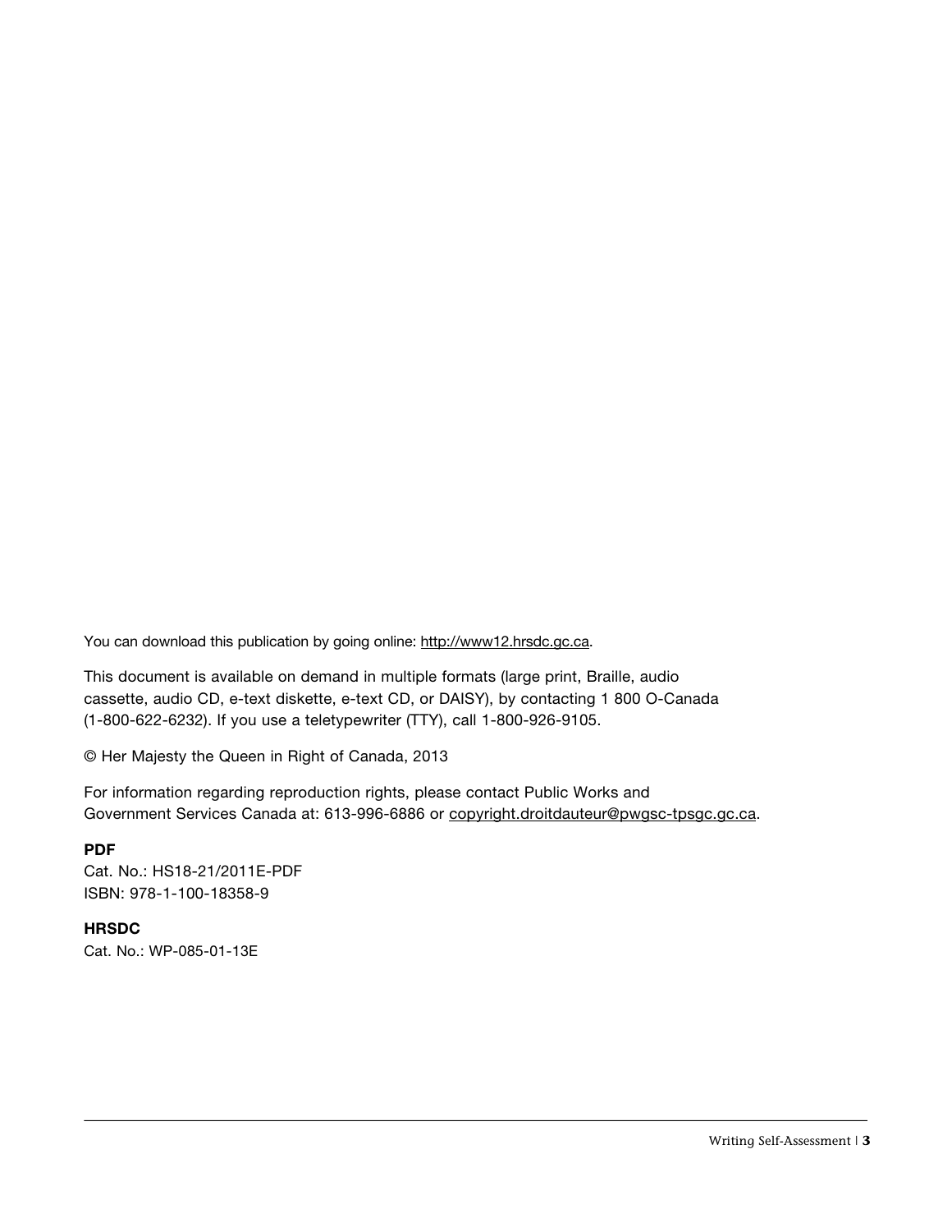You can download this publication by going online: http://www12.hrsdc.gc.ca.

This document is available on demand in multiple formats (large print, Braille, audio cassette, audio CD, e-text diskette, e-text CD, or DAISY), by contacting 1 800 O-Canada (1-800-622-6232). If you use a teletypewriter (TTY), call 1-800-926-9105.

© Her Majesty the Queen in Right of Canada, 2013

For information regarding reproduction rights, please contact Public Works and Government Services Canada at: 613-996-6886 or copyright.droitdauteur@pwgsc-tpsgc.gc.ca.

**PDF**
Cat. No.: HS18-21/2011E-PDF
ISBN: 978-1-100-18358-9

**HRSDC**
Cat. No.: WP-085-01-13E